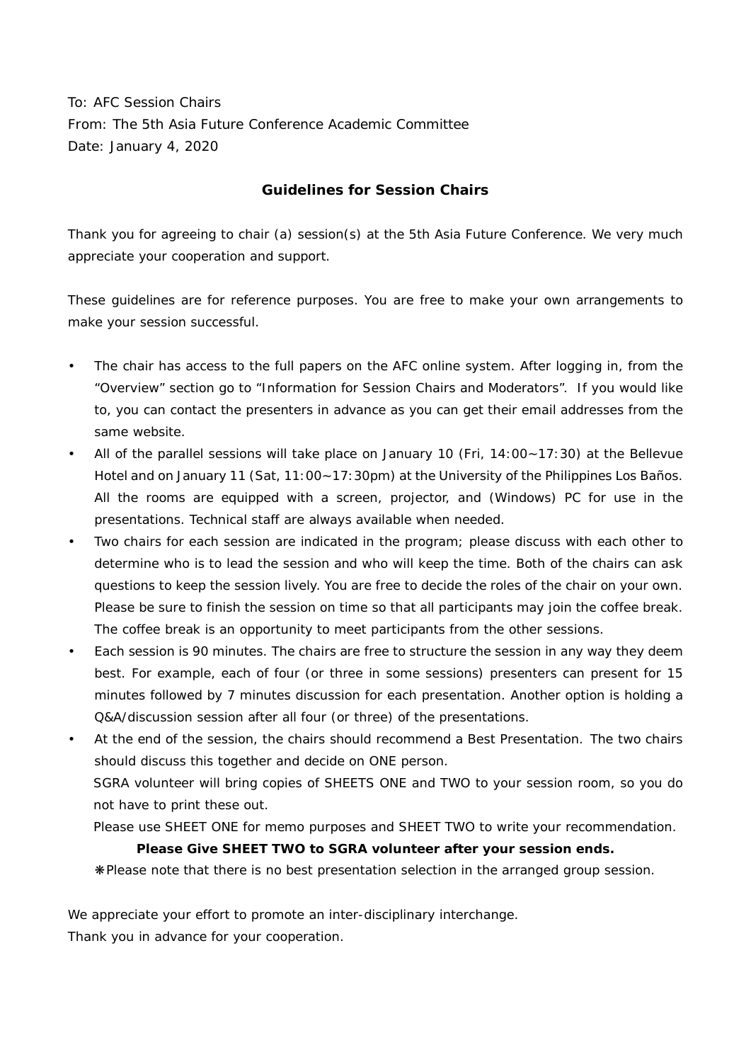To: AFC Session Chairs
From: The 5th Asia Future Conference Academic Committee
Date: January 4, 2020

## Guidelines for Session Chairs

Thank you for agreeing to chair (a) session(s) at the 5th Asia Future Conference. We very much appreciate your cooperation and support.

These guidelines are for reference purposes. You are free to make your own arrangements to make your session successful.

- The chair has access to the full papers on the AFC online system. After logging in, from the "Overview" section go to "Information for Session Chairs and Moderators". If you would like to, you can contact the presenters in advance as you can get their email addresses from the same website.
- All of the parallel sessions will take place on January 10 (Fri, 14:00~17:30) at the Bellevue Hotel and on January 11 (Sat, 11:00~17:30pm) at the University of the Philippines Los Baños. All the rooms are equipped with a screen, projector, and (Windows) PC for use in the presentations. Technical staff are always available when needed.
- Two chairs for each session are indicated in the program; please discuss with each other to determine who is to lead the session and who will keep the time. Both of the chairs can ask questions to keep the session lively. You are free to decide the roles of the chair on your own. Please be sure to finish the session on time so that all participants may join the coffee break. The coffee break is an opportunity to meet participants from the other sessions.
- Each session is 90 minutes. The chairs are free to structure the session in any way they deem best. For example, each of four (or three in some sessions) presenters can present for 15 minutes followed by 7 minutes discussion for each presentation. Another option is holding a Q&A/discussion session after all four (or three) of the presentations.
- At the end of the session, the chairs should recommend a Best Presentation. The two chairs should discuss this together and decide on ONE person.
  SGRA volunteer will bring copies of SHEETS ONE and TWO to your session room, so you do not have to print these out.
  Please use SHEET ONE for memo purposes and SHEET TWO to write your recommendation.
  **Please Give SHEET TWO to SGRA volunteer after your session ends.**
  ❋Please note that there is no best presentation selection in the arranged group session.

We appreciate your effort to promote an inter-disciplinary interchange.
Thank you in advance for your cooperation.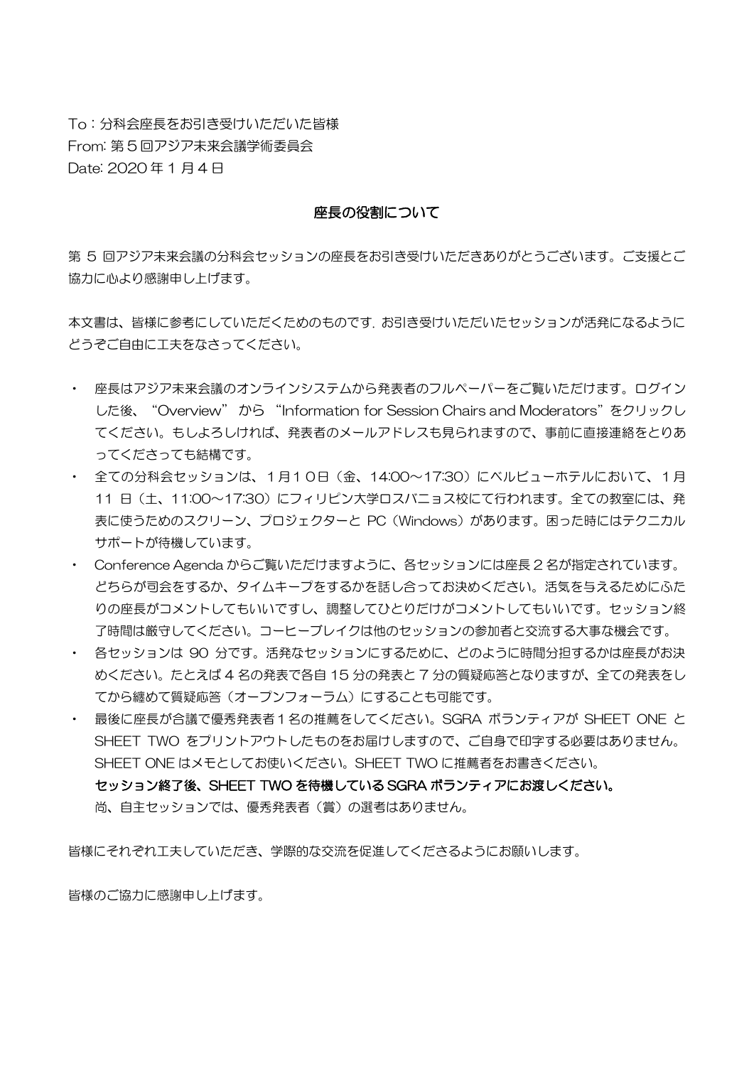To：分科会座長をお引き受けいただいた皆様
From: 第５回アジア未来会議学術委員会
Date: 2020 年１月４日

## 座長の役割について

第 5 回アジア未来会議の分科会セッションの座長をお引き受けいただきありがとうございます。ご支援とご協力に心より感謝申し上げます。

本文書は、皆様に参考にしていただくためのものです．お引き受けいただいたセッションが活発になるようにどうぞご自由に工夫をなさってください。

- 座長はアジア未来会議のオンラインシステムから発表者のフルペーパーをご覧いただけます。ログインした後、"Overview" から "Information for Session Chairs and Moderators"をクリックしてください。もしよろしければ、発表者のメールアドレスも見られますので、事前に直接連絡をとりあってくださっても結構です。
- 全ての分科会セッションは、１月１０日（金、14:00～17:30）にベルビューホテルにおいて、１月 11 日（土、11:00～17:30）にフィリピン大学ロスバニョス校にて行われます。全ての教室には、発表に使うためのスクリーン、プロジェクターと PC（Windows）があります。困った時にはテクニカルサポートが待機しています。
- Conference Agenda からご覧いただけますように、各セッションには座長２名が指定されています。どちらが司会をするか、タイムキープをするかを話し合ってお決めください。活気を与えるためにふたりの座長がコメントしてもいいですし、調整してひとりだけがコメントしてもいいです。セッション終了時間は厳守してください。コーヒーブレイクは他のセッションの参加者と交流する大事な機会です。
- 各セッションは 90 分です。活発なセッションにするために、どのように時間分担するかは座長がお決めください。たとえば４名の発表で各自 15 分の発表と 7 分の質疑応答となりますが、全ての発表をしてから纏めて質疑応答（オープンフォーラム）にすることも可能です。
- 最後に座長が合議で優秀発表者１名の推薦をしてください。SGRA ボランティアが SHEET ONE と SHEET TWO をプリントアウトしたものをお届けしますので、ご自身で印字する必要はありません。SHEET ONE はメモとしてお使いください。SHEET TWO に推薦者をお書きください。
  **セッション終了後、SHEET TWO を待機している SGRA ボランティアにお渡しください。**
  尚、自主セッションでは、優秀発表者（賞）の選考はありません。

皆様にそれぞれ工夫していただき、学際的な交流を促進してくださるようにお願いします。

皆様のご協力に感謝申し上げます。